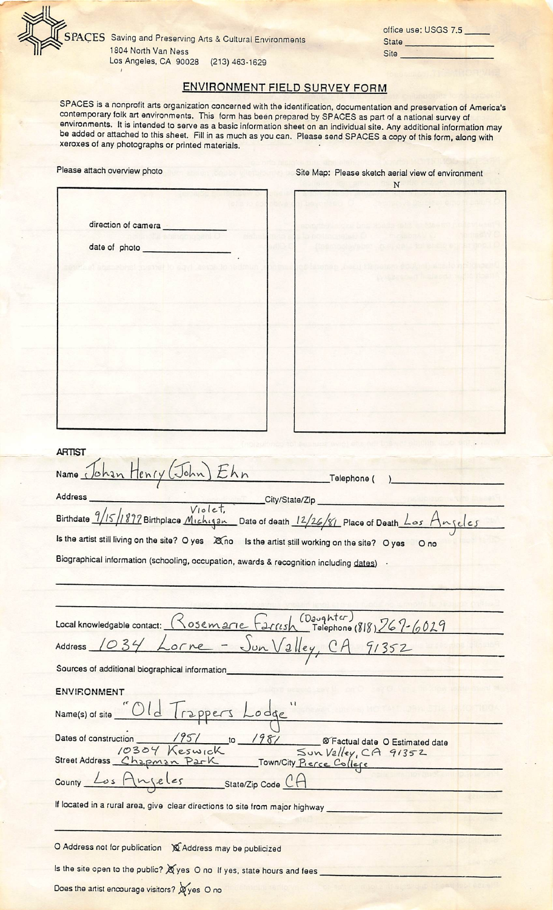SPACES Saving and Preserving Arts & Cultural Environments
1804 North Van Ness
Los Angeles, CA 90028 (213) 463-1629

office use: USGS 7.5 _____
State _____
Site _____

## ENVIRONMENT FIELD SURVEY FORM

SPACES is a nonprofit arts organization concerned with the identification, documentation and preservation of America's contemporary folk art environments. This form has been prepared by SPACES as part of a national survey of environments. It is intended to serve as a basic information sheet on an individual site. Any additional information may be added or attached to this sheet. Fill in as much as you can. Please send SPACES a copy of this form, along with xeroxes of any photographs or printed materials.

Please attach overview photo

direction of camera _____

date of photo _____

Site Map: Please sketch aerial view of environment

N

### ARTIST

Name: Johan Henry (John) Ehn Telephone ( ) _____

Address _____ City/State/Zip _____

Birthdate: 9/15/1897 Birthplace: Violet, Michigan Date of death: 12/26/81 Place of Death: Los Angeles

Is the artist still living on the site? O yes ☒ no Is the artist still working on the site? O yes O no

Biographical information (schooling, occupation, awards & recognition including dates) _____

Local knowledgeable contact: Rosemarie Farrish (Daughter) Telephone (818) 767-6029

Address: 1034 Lorne - Sun Valley, CA 91352

Sources of additional biographical information _____

### ENVIRONMENT

Name(s) of site: "Old Trappers Lodge"

Dates of construction 1951 to 1981 ☒ Factual date O Estimated date

Street Address: 10304 Keswick Chapman Park Town/City: Sun Valley, CA 91352 Pierce College

County: Los Angeles State/Zip Code: CA

If located in a rural area, give clear directions to site from major highway _____

O Address not for publication ☒ Address may be publicized

Is the site open to the public? ☒ yes O no If yes, state hours and fees _____

Does the artist encourage visitors? ☒ yes O no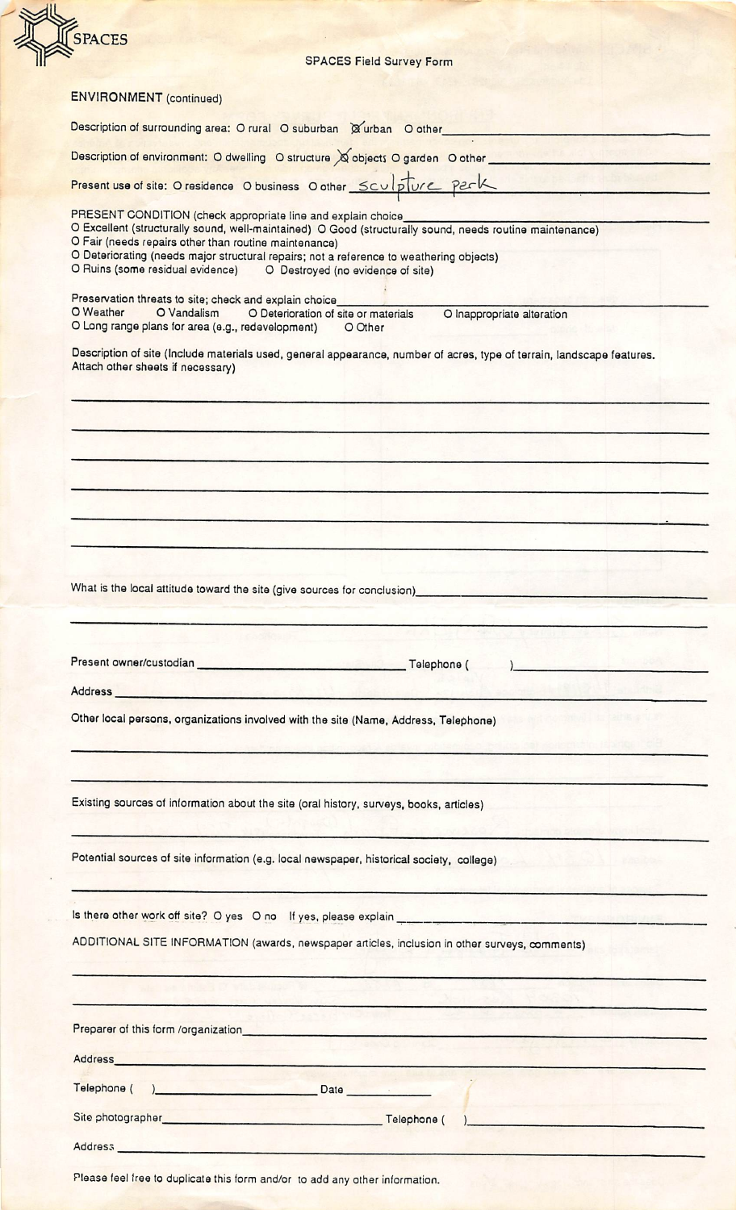SPACES

SPACES Field Survey Form

ENVIRONMENT (continued)

Description of surrounding area: O rural O suburban ☒ urban O other

Description of environment: O dwelling O structure ☒ objects O garden O other

Present use of site: O residence O business O other sculpture park

PRESENT CONDITION (check appropriate line and explain choice

O Excellent (structurally sound, well-maintained) O Good (structurally sound, needs routine maintenance)

O Fair (needs repairs other than routine maintenance)

O Deteriorating (needs major structural repairs; not a reference to weathering objects)

O Ruins (some residual evidence) O Destroyed (no evidence of site)

Preservation threats to site; check and explain choice

O Weather O Vandalism O Deterioration of site or materials O Inappropriate alteration

O Long range plans for area (e.g., redevelopment) O Other

Description of site (Include materials used, general appearance, number of acres, type of terrain, landscape features. Attach other sheets if necessary)

What is the local attitude toward the site (give sources for conclusion)

Present owner/custodian Telephone ( )

Address

Other local persons, organizations involved with the site (Name, Address, Telephone)

Existing sources of information about the site (oral history, surveys, books, articles)

Potential sources of site information (e.g. local newspaper, historical society, college)

Is there other work off site? O yes O no If yes, please explain

ADDITIONAL SITE INFORMATION (awards, newspaper articles, inclusion in other surveys, comments)

Preparer of this form /organization

Address

Telephone ( ) Date

Site photographer Telephone ( )

Address

Please feel free to duplicate this form and/or to add any other information.